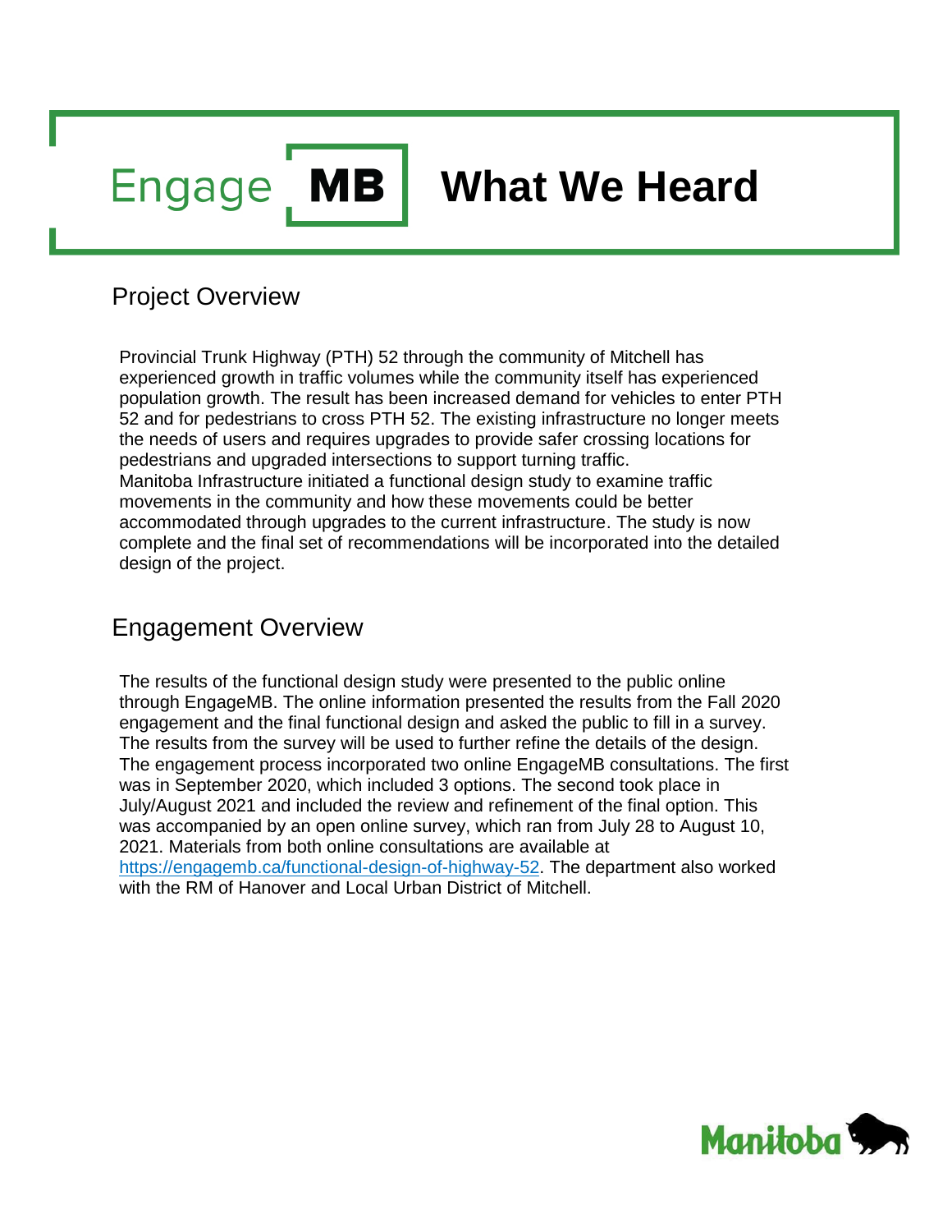# Engage MB What We Heard

## Project Overview

Provincial Trunk Highway (PTH) 52 through the community of Mitchell has experienced growth in traffic volumes while the community itself has experienced population growth. The result has been increased demand for vehicles to enter PTH 52 and for pedestrians to cross PTH 52. The existing infrastructure no longer meets the needs of users and requires upgrades to provide safer crossing locations for pedestrians and upgraded intersections to support turning traffic.
Manitoba Infrastructure initiated a functional design study to examine traffic movements in the community and how these movements could be better accommodated through upgrades to the current infrastructure. The study is now complete and the final set of recommendations will be incorporated into the detailed design of the project.

## Engagement Overview

The results of the functional design study were presented to the public online through EngageMB. The online information presented the results from the Fall 2020 engagement and the final functional design and asked the public to fill in a survey. The results from the survey will be used to further refine the details of the design. The engagement process incorporated two online EngageMB consultations. The first was in September 2020, which included 3 options. The second took place in July/August 2021 and included the review and refinement of the final option. This was accompanied by an open online survey, which ran from July 28 to August 10, 2021. Materials from both online consultations are available at https://engagemb.ca/functional-design-of-highway-52. The department also worked with the RM of Hanover and Local Urban District of Mitchell.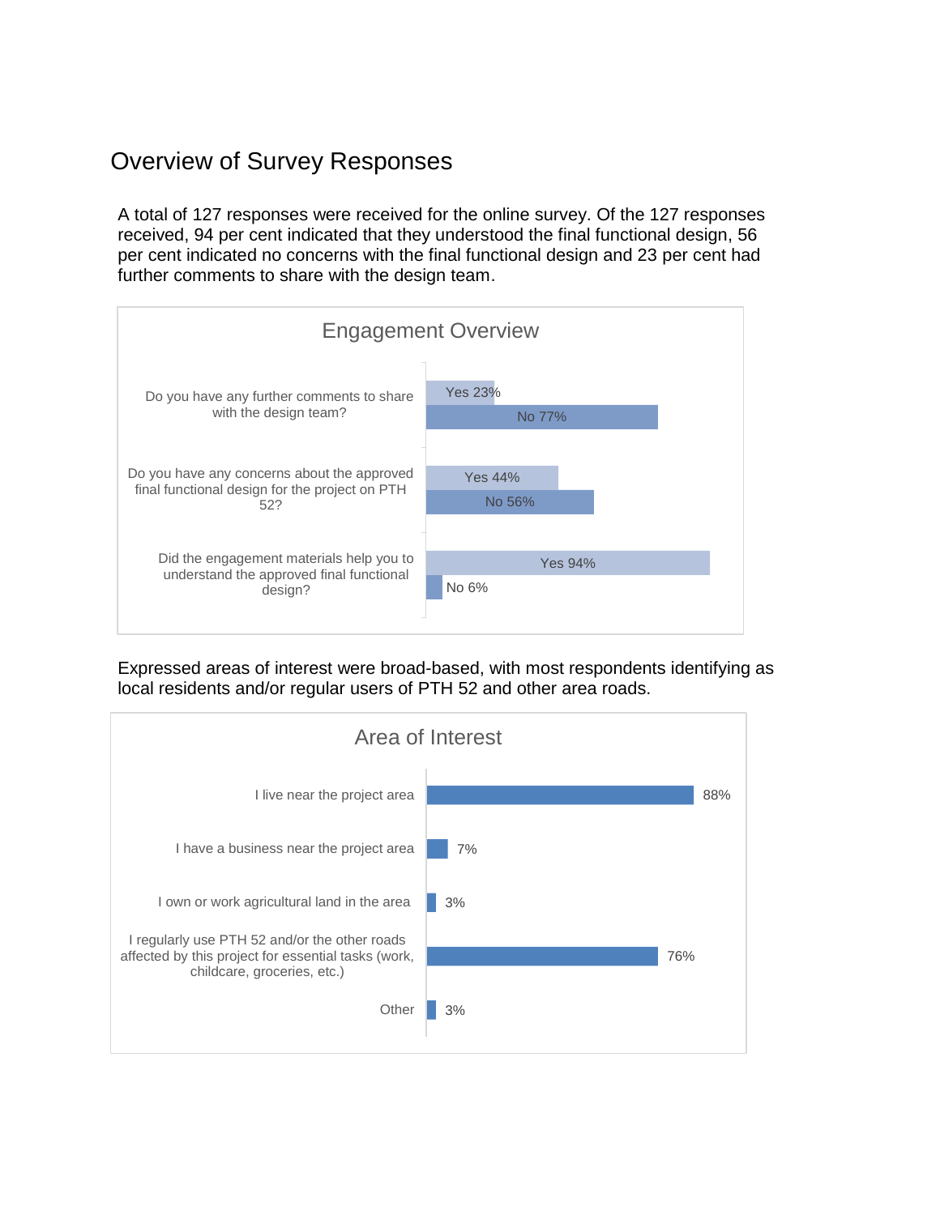## Overview of Survey Responses

A total of 127 responses were received for the online survey. Of the 127 responses received, 94 per cent indicated that they understood the final functional design, 56 per cent indicated no concerns with the final functional design and 23 per cent had further comments to share with the design team.

**Engagement Overview**

| Question | Yes | No |
|---|---|---|
| Do you have any further comments to share with the design team? | 23% | 77% |
| Do you have any concerns about the approved final functional design for the project on PTH 52? | 44% | 56% |
| Did the engagement materials help you to understand the approved final functional design? | 94% | 6% |

Expressed areas of interest were broad-based, with most respondents identifying as local residents and/or regular users of PTH 52 and other area roads.

**Area of Interest**

| Area of Interest | Percentage |
|---|---|
| I live near the project area | 88% |
| I have a business near the project area | 7% |
| I own or work agricultural land in the area | 3% |
| I regularly use PTH 52 and/or the other roads affected by this project for essential tasks (work, childcare, groceries, etc.) | 76% |
| Other | 3% |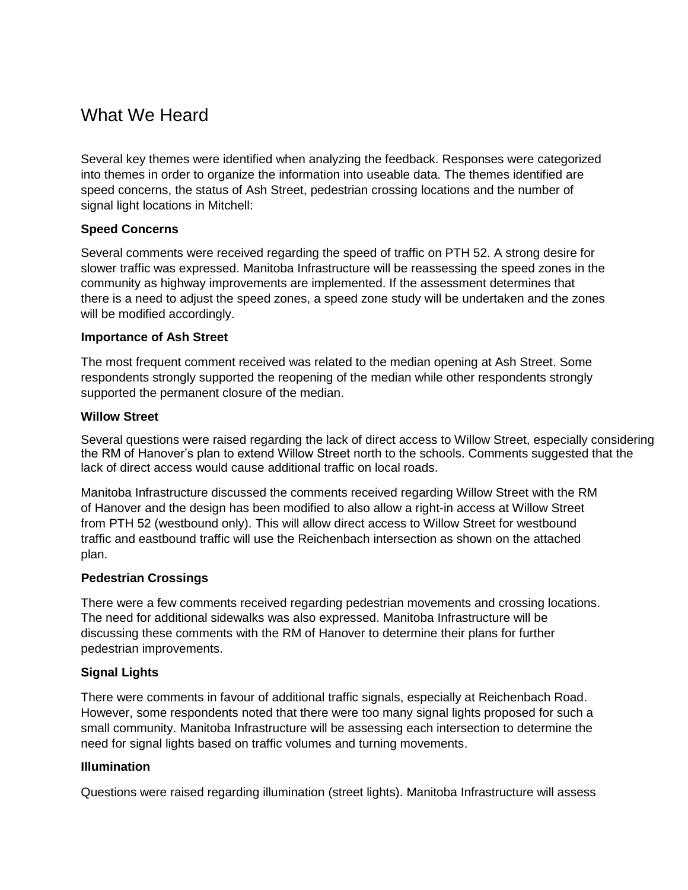# What We Heard

Several key themes were identified when analyzing the feedback. Responses were categorized into themes in order to organize the information into useable data. The themes identified are speed concerns, the status of Ash Street, pedestrian crossing locations and the number of signal light locations in Mitchell:

**Speed Concerns**

Several comments were received regarding the speed of traffic on PTH 52. A strong desire for slower traffic was expressed. Manitoba Infrastructure will be reassessing the speed zones in the community as highway improvements are implemented. If the assessment determines that there is a need to adjust the speed zones, a speed zone study will be undertaken and the zones will be modified accordingly.

**Importance of Ash Street**

The most frequent comment received was related to the median opening at Ash Street. Some respondents strongly supported the reopening of the median while other respondents strongly supported the permanent closure of the median.

**Willow Street**

Several questions were raised regarding the lack of direct access to Willow Street, especially considering the RM of Hanover's plan to extend Willow Street north to the schools. Comments suggested that the lack of direct access would cause additional traffic on local roads.

Manitoba Infrastructure discussed the comments received regarding Willow Street with the RM of Hanover and the design has been modified to also allow a right-in access at Willow Street from PTH 52 (westbound only). This will allow direct access to Willow Street for westbound traffic and eastbound traffic will use the Reichenbach intersection as shown on the attached plan.

**Pedestrian Crossings**

There were a few comments received regarding pedestrian movements and crossing locations. The need for additional sidewalks was also expressed. Manitoba Infrastructure will be discussing these comments with the RM of Hanover to determine their plans for further pedestrian improvements.

**Signal Lights**

There were comments in favour of additional traffic signals, especially at Reichenbach Road. However, some respondents noted that there were too many signal lights proposed for such a small community. Manitoba Infrastructure will be assessing each intersection to determine the need for signal lights based on traffic volumes and turning movements.

**Illumination**

Questions were raised regarding illumination (street lights). Manitoba Infrastructure will assess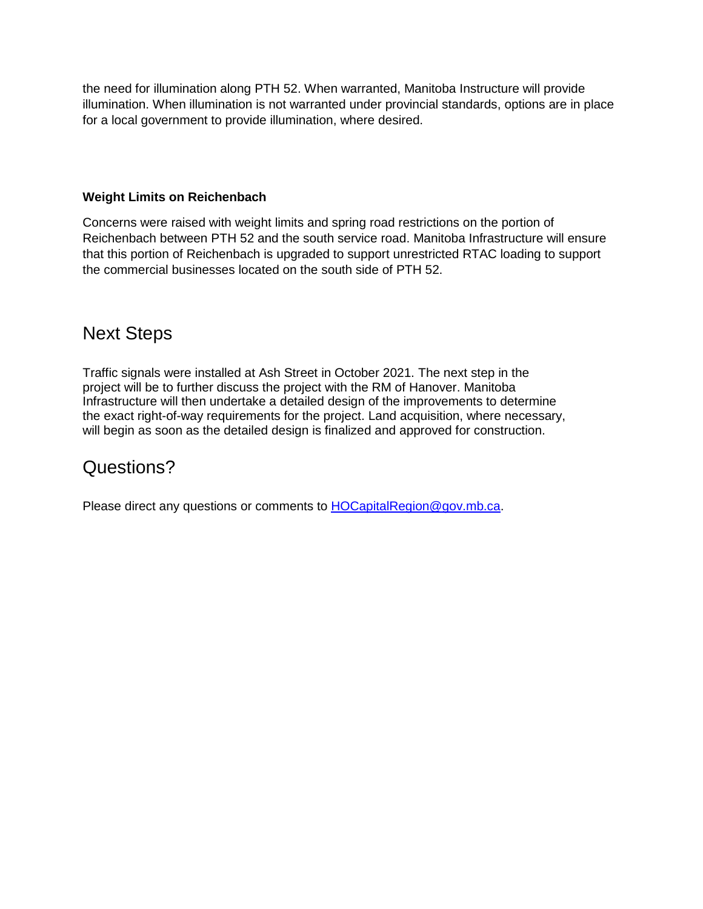the need for illumination along PTH 52. When warranted, Manitoba Instructure will provide illumination. When illumination is not warranted under provincial standards, options are in place for a local government to provide illumination, where desired.

**Weight Limits on Reichenbach**

Concerns were raised with weight limits and spring road restrictions on the portion of Reichenbach between PTH 52 and the south service road. Manitoba Infrastructure will ensure that this portion of Reichenbach is upgraded to support unrestricted RTAC loading to support the commercial businesses located on the south side of PTH 52.

## Next Steps

Traffic signals were installed at Ash Street in October 2021. The next step in the project will be to further discuss the project with the RM of Hanover. Manitoba Infrastructure will then undertake a detailed design of the improvements to determine the exact right-of-way requirements for the project. Land acquisition, where necessary, will begin as soon as the detailed design is finalized and approved for construction.

## Questions?

Please direct any questions or comments to [HOCapitalRegion@gov.mb.ca](mailto:HOCapitalRegion@gov.mb.ca).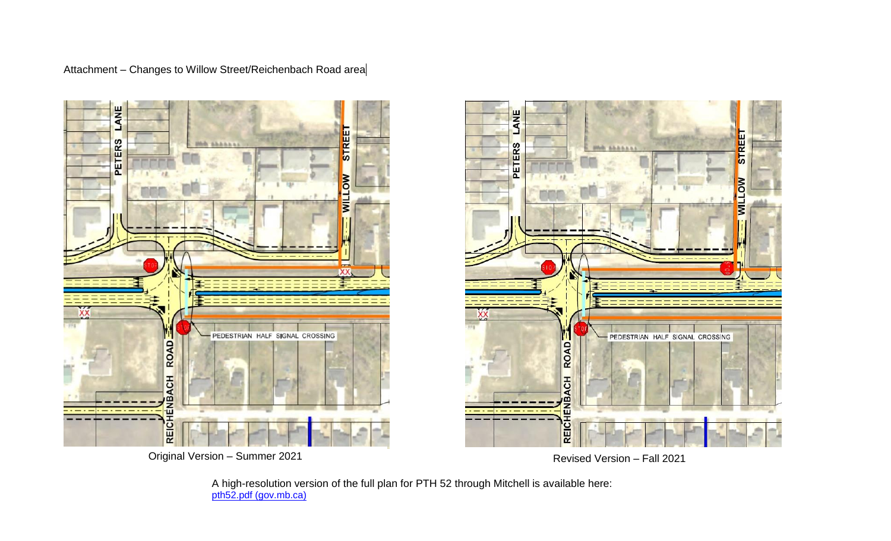Attachment – Changes to Willow Street/Reichenbach Road area

PETERS LANE

WILLOW STREET

STOP

XX

PEDESTRIAN HALF SIGNAL CROSSING

REICHENBACH ROAD

Original Version – Summer 2021

PETERS LANE

WILLOW STREET

STOP

XX

PEDESTRIAN HALF SIGNAL CROSSING

REICHENBACH ROAD

Revised Version – Fall 2021

A high-resolution version of the full plan for PTH 52 through Mitchell is available here:
[pth52.pdf (gov.mb.ca)]